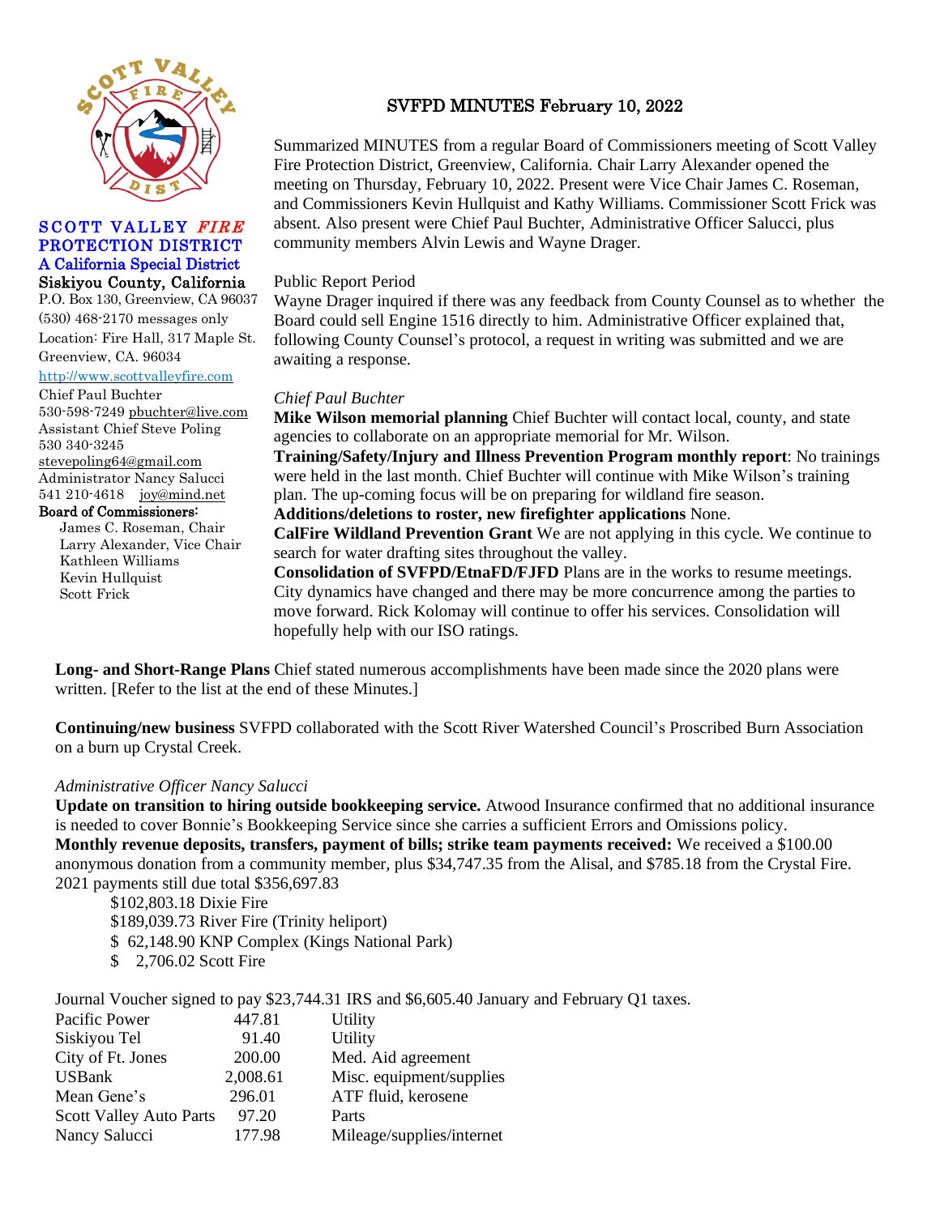**SCOTT VALLEY *FIRE* PROTECTION DISTRICT**
**A California Special District**
**Siskiyou County, California**
P.O. Box 130, Greenview, CA 96037
(530) 468-2170 messages only
Location: Fire Hall, 317 Maple St. Greenview, CA. 96034
http://www.scottvalleyfire.com
Chief Paul Buchter
530-598-7249 pbuchter@live.com
Assistant Chief Steve Poling
530 340-3245
stevepoling64@gmail.com
Administrator Nancy Salucci
541 210-4618 joy@mind.net
Board of Commissioners:
James C. Roseman, Chair
Larry Alexander, Vice Chair
Kathleen Williams
Kevin Hullquist
Scott Frick

# SVFPD MINUTES February 10, 2022

Summarized MINUTES from a regular Board of Commissioners meeting of Scott Valley Fire Protection District, Greenview, California. Chair Larry Alexander opened the meeting on Thursday, February 10, 2022. Present were Vice Chair James C. Roseman, and Commissioners Kevin Hullquist and Kathy Williams. Commissioner Scott Frick was absent. Also present were Chief Paul Buchter, Administrative Officer Salucci, plus community members Alvin Lewis and Wayne Drager.

Public Report Period

Wayne Drager inquired if there was any feedback from County Counsel as to whether the Board could sell Engine 1516 directly to him. Administrative Officer explained that, following County Counsel's protocol, a request in writing was submitted and we are awaiting a response.

*Chief Paul Buchter*

**Mike Wilson memorial planning** Chief Buchter will contact local, county, and state agencies to collaborate on an appropriate memorial for Mr. Wilson.

**Training/Safety/Injury and Illness Prevention Program monthly report**: No trainings were held in the last month. Chief Buchter will continue with Mike Wilson's training plan. The up-coming focus will be on preparing for wildland fire season.

**Additions/deletions to roster, new firefighter applications** None.

**CalFire Wildland Prevention Grant** We are not applying in this cycle. We continue to search for water drafting sites throughout the valley.

**Consolidation of SVFPD/EtnaFD/FJFD** Plans are in the works to resume meetings. City dynamics have changed and there may be more concurrence among the parties to move forward. Rick Kolomay will continue to offer his services. Consolidation will hopefully help with our ISO ratings.

**Long- and Short-Range Plans** Chief stated numerous accomplishments have been made since the 2020 plans were written. [Refer to the list at the end of these Minutes.]

**Continuing/new business** SVFPD collaborated with the Scott River Watershed Council's Proscribed Burn Association on a burn up Crystal Creek.

*Administrative Officer Nancy Salucci*

**Update on transition to hiring outside bookkeeping service.** Atwood Insurance confirmed that no additional insurance is needed to cover Bonnie's Bookkeeping Service since she carries a sufficient Errors and Omissions policy.

**Monthly revenue deposits, transfers, payment of bills; strike team payments received:** We received a $100.00 anonymous donation from a community member, plus $34,747.35 from the Alisal, and $785.18 from the Crystal Fire. 2021 payments still due total $356,697.83

- $102,803.18 Dixie Fire
- $189,039.73 River Fire (Trinity heliport)
- $ 62,148.90 KNP Complex (Kings National Park)
- $ 2,706.02 Scott Fire

Journal Voucher signed to pay $23,744.31 IRS and $6,605.40 January and February Q1 taxes.

| | | |
|---|---|---|
| Pacific Power | 447.81 | Utility |
| Siskiyou Tel | 91.40 | Utility |
| City of Ft. Jones | 200.00 | Med. Aid agreement |
| USBank | 2,008.61 | Misc. equipment/supplies |
| Mean Gene's | 296.01 | ATF fluid, kerosene |
| Scott Valley Auto Parts | 97.20 | Parts |
| Nancy Salucci | 177.98 | Mileage/supplies/internet |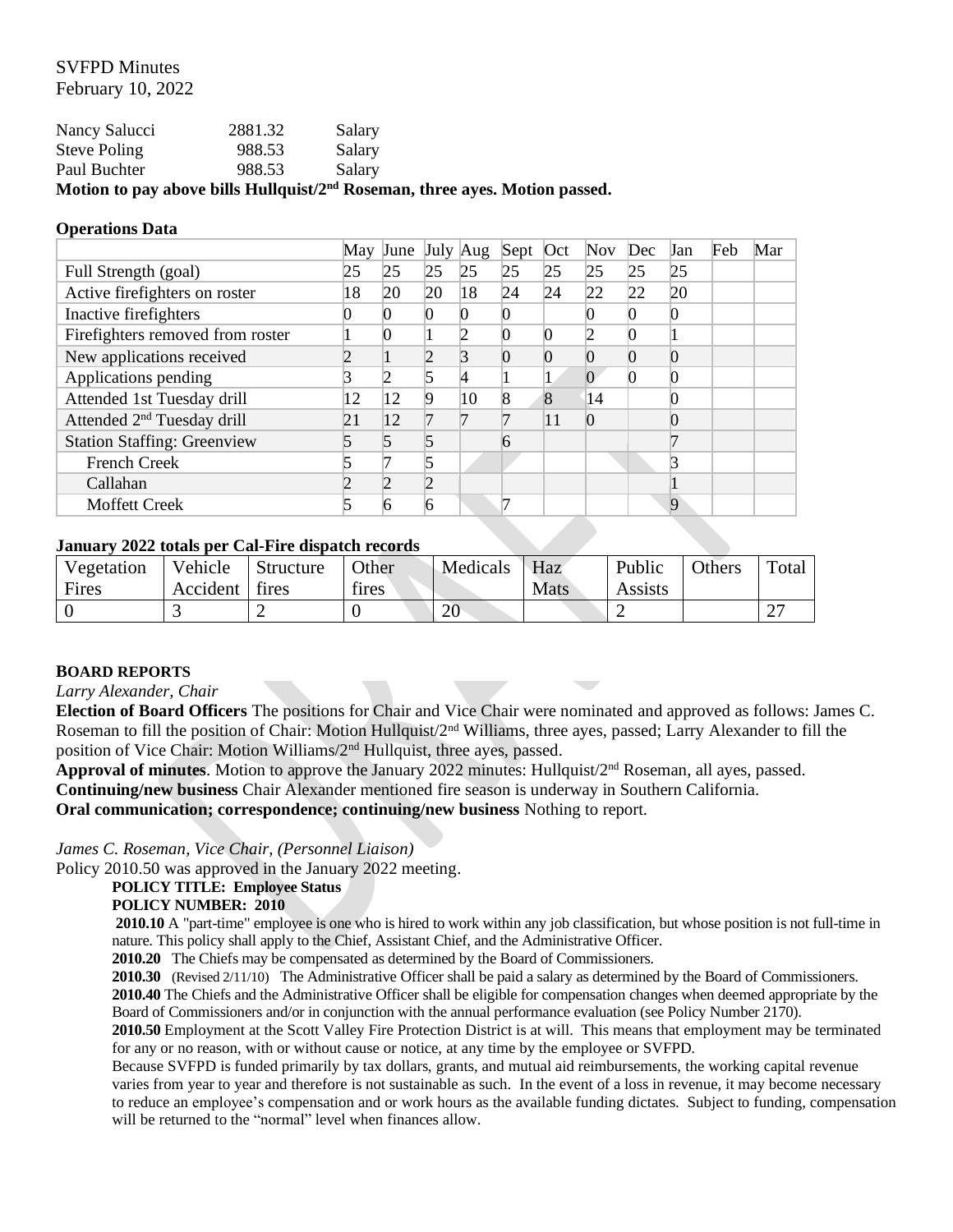SVFPD Minutes
February 10, 2022

| | | |
|---|---|---|
| Nancy Salucci | 2881.32 | Salary |
| Steve Poling | 988.53 | Salary |
| Paul Buchter | 988.53 | Salary |

**Motion to pay above bills Hullquist/2nd Roseman, three ayes. Motion passed.**

**Operations Data**

| | May | June | July | Aug | Sept | Oct | Nov | Dec | Jan | Feb | Mar |
|---|---|---|---|---|---|---|---|---|---|---|---|
| Full Strength (goal) | 25 | 25 | 25 | 25 | 25 | 25 | 25 | 25 | 25 | | |
| Active firefighters on roster | 18 | 20 | 20 | 18 | 24 | 24 | 22 | 22 | 20 | | |
| Inactive firefighters | 0 | 0 | 0 | 0 | 0 | | 0 | 0 | 0 | | |
| Firefighters removed from roster | 1 | 0 | 1 | 2 | 0 | 0 | 2 | 0 | 1 | | |
| New applications received | 2 | 1 | 2 | 3 | 0 | 0 | 0 | 0 | 0 | | |
| Applications pending | 3 | 2 | 5 | 4 | 1 | 1 | 0 | 0 | 0 | | |
| Attended 1st Tuesday drill | 12 | 12 | 9 | 10 | 8 | 8 | 14 | | 0 | | |
| Attended 2nd Tuesday drill | 21 | 12 | 7 | 7 | 7 | 11 | 0 | | 0 | | |
| Station Staffing: Greenview | 5 | 5 | 5 | | 6 | | | | 7 | | |
| French Creek | 5 | 7 | 5 | | | | | | 3 | | |
| Callahan | 2 | 2 | 2 | | | | | | 1 | | |
| Moffett Creek | 5 | 6 | 6 | | 7 | | | | 9 | | |

**January 2022 totals per Cal-Fire dispatch records**

| Vegetation Fires | Vehicle Accident | Structure fires | Other fires | Medicals | Haz Mats | Public Assists | Others | Total |
|---|---|---|---|---|---|---|---|---|
| 0 | 3 | 2 | 0 | 20 | | 2 | | 27 |

**BOARD REPORTS**

*Larry Alexander, Chair*

**Election of Board Officers** The positions for Chair and Vice Chair were nominated and approved as follows: James C. Roseman to fill the position of Chair: Motion Hullquist/2nd Williams, three ayes, passed; Larry Alexander to fill the position of Vice Chair: Motion Williams/2nd Hullquist, three ayes, passed.

**Approval of minutes**. Motion to approve the January 2022 minutes: Hullquist/2nd Roseman, all ayes, passed.

**Continuing/new business** Chair Alexander mentioned fire season is underway in Southern California.

**Oral communication; correspondence; continuing/new business** Nothing to report.

*James C. Roseman, Vice Chair, (Personnel Liaison)*

Policy 2010.50 was approved in the January 2022 meeting.

**POLICY TITLE: Employee Status**
**POLICY NUMBER: 2010**

**2010.10** A "part-time" employee is one who is hired to work within any job classification, but whose position is not full-time in nature. This policy shall apply to the Chief, Assistant Chief, and the Administrative Officer.

**2010.20** The Chiefs may be compensated as determined by the Board of Commissioners.

**2010.30** (Revised 2/11/10) The Administrative Officer shall be paid a salary as determined by the Board of Commissioners.

**2010.40** The Chiefs and the Administrative Officer shall be eligible for compensation changes when deemed appropriate by the Board of Commissioners and/or in conjunction with the annual performance evaluation (see Policy Number 2170).

**2010.50** Employment at the Scott Valley Fire Protection District is at will. This means that employment may be terminated for any or no reason, with or without cause or notice, at any time by the employee or SVFPD.

Because SVFPD is funded primarily by tax dollars, grants, and mutual aid reimbursements, the working capital revenue varies from year to year and therefore is not sustainable as such. In the event of a loss in revenue, it may become necessary to reduce an employee's compensation and or work hours as the available funding dictates. Subject to funding, compensation will be returned to the "normal" level when finances allow.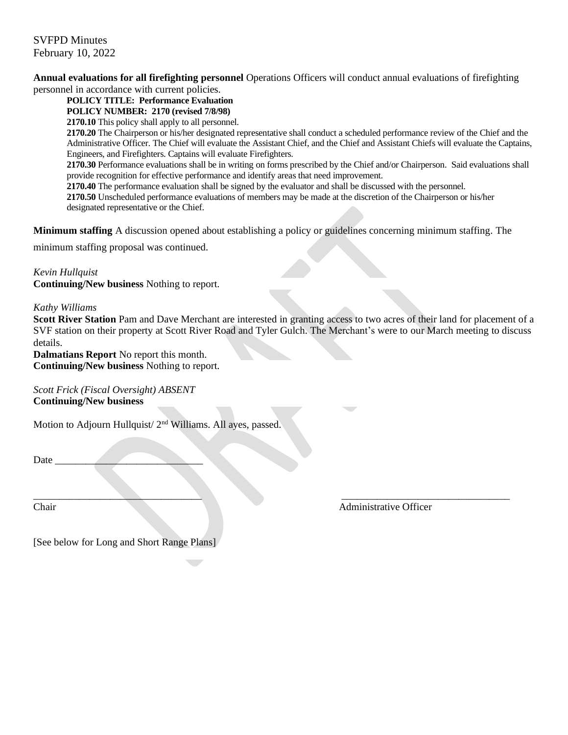SVFPD Minutes
February 10, 2022

**Annual evaluations for all firefighting personnel** Operations Officers will conduct annual evaluations of firefighting personnel in accordance with current policies.

> **POLICY TITLE: Performance Evaluation**
> **POLICY NUMBER: 2170 (revised 7/8/98)**
> **2170.10** This policy shall apply to all personnel.
> **2170.20** The Chairperson or his/her designated representative shall conduct a scheduled performance review of the Chief and the Administrative Officer. The Chief will evaluate the Assistant Chief, and the Chief and Assistant Chiefs will evaluate the Captains, Engineers, and Firefighters. Captains will evaluate Firefighters.
> **2170.30** Performance evaluations shall be in writing on forms prescribed by the Chief and/or Chairperson. Said evaluations shall provide recognition for effective performance and identify areas that need improvement.
> **2170.40** The performance evaluation shall be signed by the evaluator and shall be discussed with the personnel.
> **2170.50** Unscheduled performance evaluations of members may be made at the discretion of the Chairperson or his/her designated representative or the Chief.

**Minimum staffing** A discussion opened about establishing a policy or guidelines concerning minimum staffing. The minimum staffing proposal was continued.

*Kevin Hullquist*
**Continuing/New business** Nothing to report.

*Kathy Williams*
**Scott River Station** Pam and Dave Merchant are interested in granting access to two acres of their land for placement of a SVF station on their property at Scott River Road and Tyler Gulch. The Merchant's were to our March meeting to discuss details.
**Dalmatians Report** No report this month.
**Continuing/New business** Nothing to report.

*Scott Frick (Fiscal Oversight) ABSENT*
**Continuing/New business**

Motion to Adjourn Hullquist/ 2nd Williams. All ayes, passed.

Date ____________________________

_________________________________ _________________________________
Chair Administrative Officer

[See below for Long and Short Range Plans]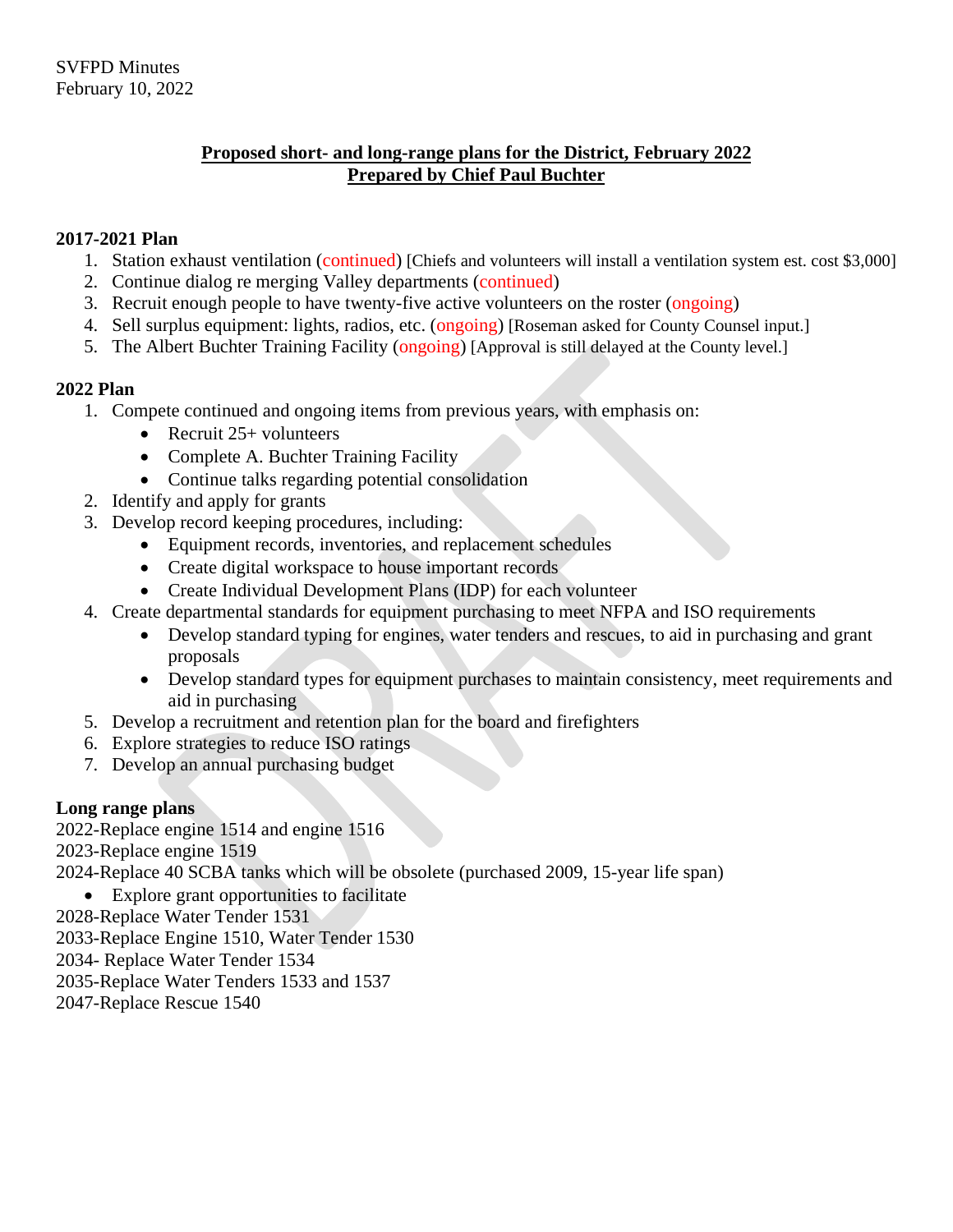SVFPD Minutes
February 10, 2022

**Proposed short- and long-range plans for the District, February 2022**
**Prepared by Chief Paul Buchter**

**2017-2021 Plan**

1. Station exhaust ventilation (continued) [Chiefs and volunteers will install a ventilation system est. cost $3,000]
2. Continue dialog re merging Valley departments (continued)
3. Recruit enough people to have twenty-five active volunteers on the roster (ongoing)
4. Sell surplus equipment: lights, radios, etc. (ongoing) [Roseman asked for County Counsel input.]
5. The Albert Buchter Training Facility (ongoing) [Approval is still delayed at the County level.]

**2022 Plan**

1. Compete continued and ongoing items from previous years, with emphasis on:
   - Recruit 25+ volunteers
   - Complete A. Buchter Training Facility
   - Continue talks regarding potential consolidation
2. Identify and apply for grants
3. Develop record keeping procedures, including:
   - Equipment records, inventories, and replacement schedules
   - Create digital workspace to house important records
   - Create Individual Development Plans (IDP) for each volunteer
4. Create departmental standards for equipment purchasing to meet NFPA and ISO requirements
   - Develop standard typing for engines, water tenders and rescues, to aid in purchasing and grant proposals
   - Develop standard types for equipment purchases to maintain consistency, meet requirements and aid in purchasing
5. Develop a recruitment and retention plan for the board and firefighters
6. Explore strategies to reduce ISO ratings
7. Develop an annual purchasing budget

**Long range plans**

2022-Replace engine 1514 and engine 1516
2023-Replace engine 1519
2024-Replace 40 SCBA tanks which will be obsolete (purchased 2009, 15-year life span)

- Explore grant opportunities to facilitate

2028-Replace Water Tender 1531
2033-Replace Engine 1510, Water Tender 1530
2034- Replace Water Tender 1534
2035-Replace Water Tenders 1533 and 1537
2047-Replace Rescue 1540